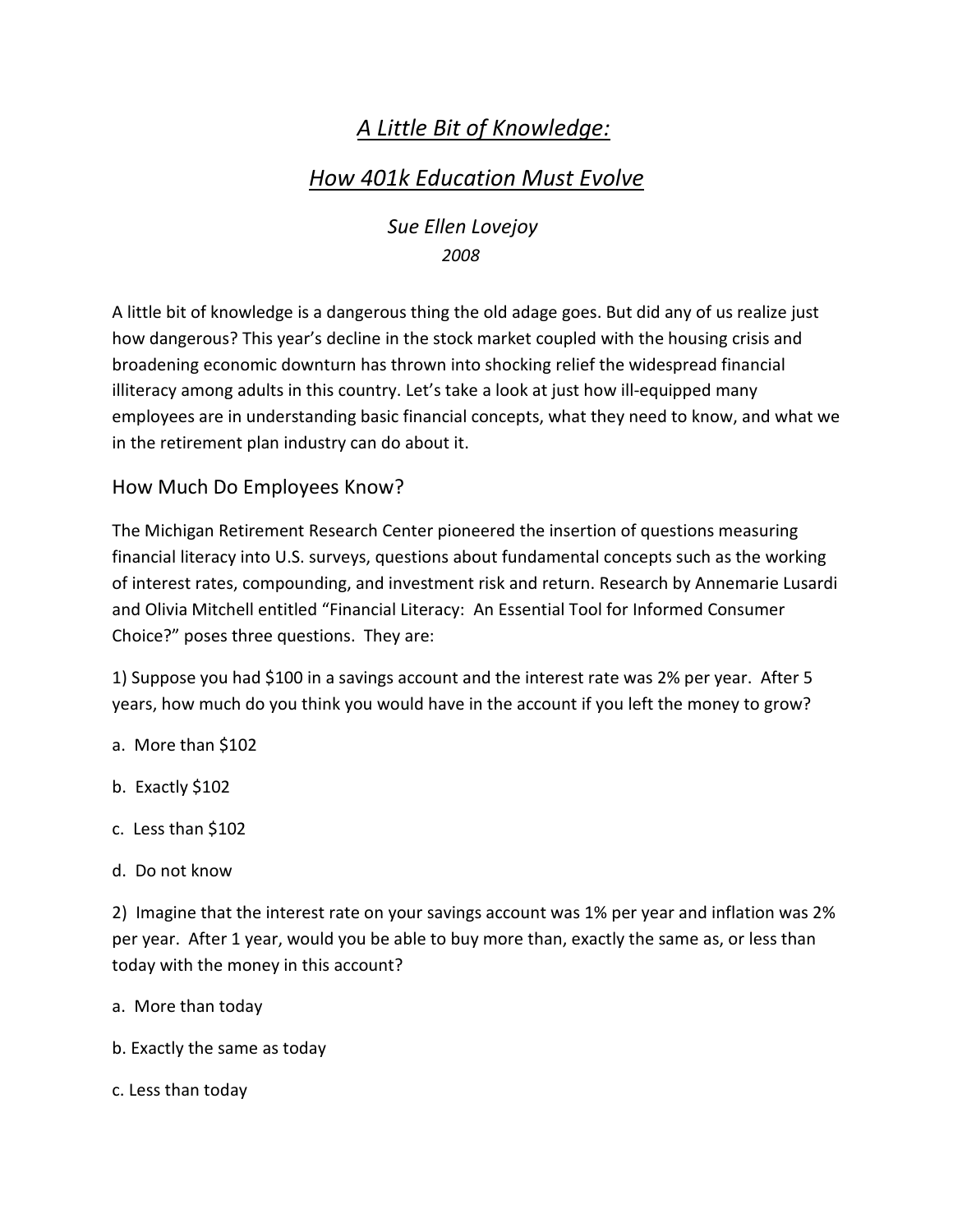# *A Little Bit of Knowledge:*

# *How 401k Education Must Evolve*

*Sue Ellen Lovejoy*

*2008*

A little bit of knowledge is a dangerous thing the old adage goes. But did any of us realize just how dangerous? This year's decline in the stock market coupled with the housing crisis and broadening economic downturn has thrown into shocking relief the widespread financial illiteracy among adults in this country. Let's take a look at just how ill-equipped many employees are in understanding basic financial concepts, what they need to know, and what we in the retirement plan industry can do about it.

## How Much Do Employees Know?

The Michigan Retirement Research Center pioneered the insertion of questions measuring financial literacy into U.S. surveys, questions about fundamental concepts such as the working of interest rates, compounding, and investment risk and return. Research by Annemarie Lusardi and Olivia Mitchell entitled "Financial Literacy: An Essential Tool for Informed Consumer Choice?" poses three questions. They are:

1) Suppose you had $100 in a savings account and the interest rate was 2% per year. After 5 years, how much do you think you would have in the account if you left the money to grow?

a. More than $102

b. Exactly $102

c. Less than $102

d. Do not know

2) Imagine that the interest rate on your savings account was 1% per year and inflation was 2% per year. After 1 year, would you be able to buy more than, exactly the same as, or less than today with the money in this account?

a. More than today

b. Exactly the same as today

c. Less than today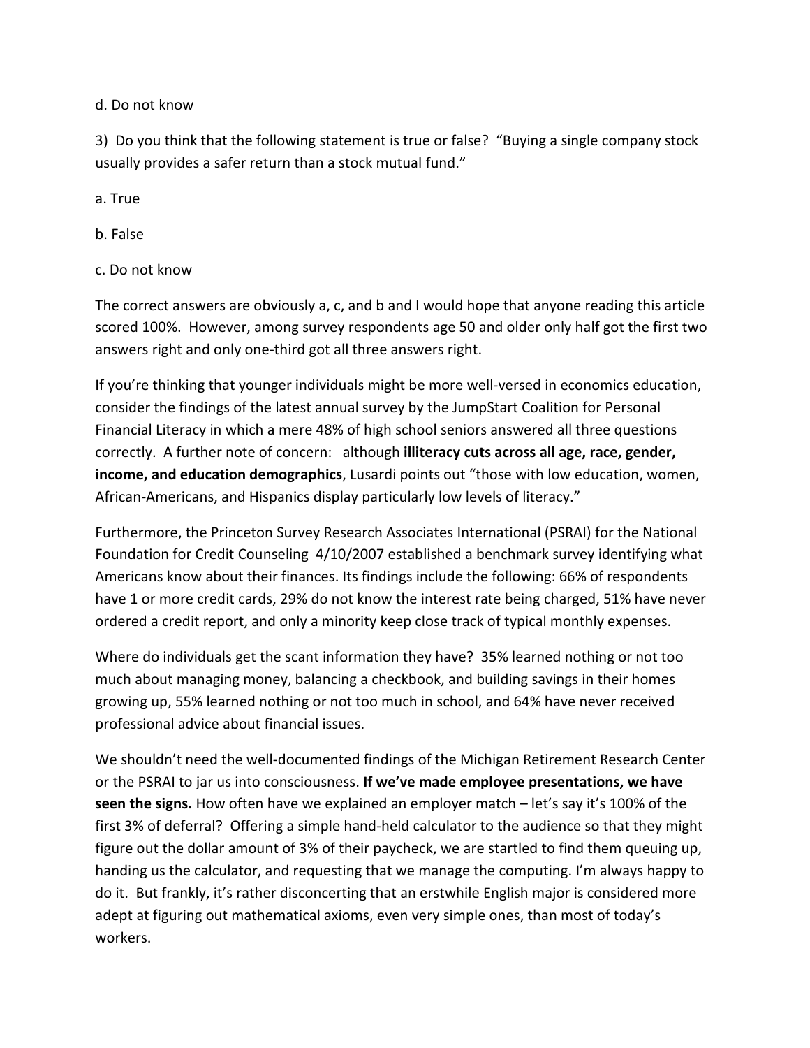d. Do not know

3) Do you think that the following statement is true or false? "Buying a single company stock usually provides a safer return than a stock mutual fund."

a. True

b. False

c. Do not know

The correct answers are obviously a, c, and b and I would hope that anyone reading this article scored 100%. However, among survey respondents age 50 and older only half got the first two answers right and only one-third got all three answers right.

If you're thinking that younger individuals might be more well-versed in economics education, consider the findings of the latest annual survey by the JumpStart Coalition for Personal Financial Literacy in which a mere 48% of high school seniors answered all three questions correctly. A further note of concern: although **illiteracy cuts across all age, race, gender, income, and education demographics**, Lusardi points out "those with low education, women, African-Americans, and Hispanics display particularly low levels of literacy."

Furthermore, the Princeton Survey Research Associates International (PSRAI) for the National Foundation for Credit Counseling 4/10/2007 established a benchmark survey identifying what Americans know about their finances. Its findings include the following: 66% of respondents have 1 or more credit cards, 29% do not know the interest rate being charged, 51% have never ordered a credit report, and only a minority keep close track of typical monthly expenses.

Where do individuals get the scant information they have? 35% learned nothing or not too much about managing money, balancing a checkbook, and building savings in their homes growing up, 55% learned nothing or not too much in school, and 64% have never received professional advice about financial issues.

We shouldn't need the well-documented findings of the Michigan Retirement Research Center or the PSRAI to jar us into consciousness. **If we've made employee presentations, we have seen the signs.** How often have we explained an employer match – let's say it's 100% of the first 3% of deferral? Offering a simple hand-held calculator to the audience so that they might figure out the dollar amount of 3% of their paycheck, we are startled to find them queuing up, handing us the calculator, and requesting that we manage the computing. I'm always happy to do it. But frankly, it's rather disconcerting that an erstwhile English major is considered more adept at figuring out mathematical axioms, even very simple ones, than most of today's workers.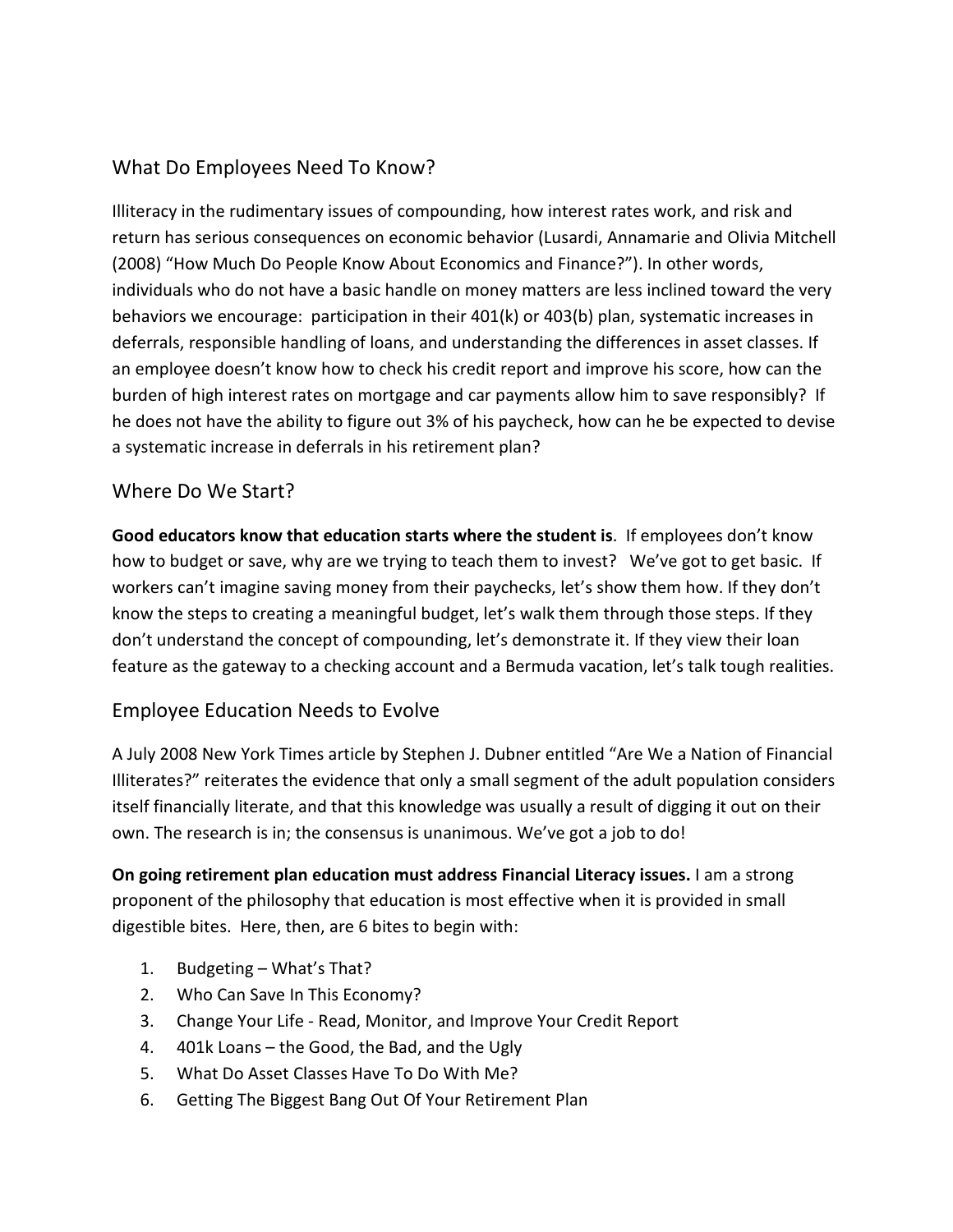## What Do Employees Need To Know?

Illiteracy in the rudimentary issues of compounding, how interest rates work, and risk and return has serious consequences on economic behavior (Lusardi, Annamarie and Olivia Mitchell (2008) "How Much Do People Know About Economics and Finance?"). In other words, individuals who do not have a basic handle on money matters are less inclined toward the very behaviors we encourage: participation in their 401(k) or 403(b) plan, systematic increases in deferrals, responsible handling of loans, and understanding the differences in asset classes. If an employee doesn't know how to check his credit report and improve his score, how can the burden of high interest rates on mortgage and car payments allow him to save responsibly? If he does not have the ability to figure out 3% of his paycheck, how can he be expected to devise a systematic increase in deferrals in his retirement plan?

## Where Do We Start?

**Good educators know that education starts where the student is**. If employees don't know how to budget or save, why are we trying to teach them to invest? We've got to get basic. If workers can't imagine saving money from their paychecks, let's show them how. If they don't know the steps to creating a meaningful budget, let's walk them through those steps. If they don't understand the concept of compounding, let's demonstrate it. If they view their loan feature as the gateway to a checking account and a Bermuda vacation, let's talk tough realities.

## Employee Education Needs to Evolve

A July 2008 New York Times article by Stephen J. Dubner entitled "Are We a Nation of Financial Illiterates?" reiterates the evidence that only a small segment of the adult population considers itself financially literate, and that this knowledge was usually a result of digging it out on their own. The research is in; the consensus is unanimous. We've got a job to do!

**On going retirement plan education must address Financial Literacy issues.** I am a strong proponent of the philosophy that education is most effective when it is provided in small digestible bites. Here, then, are 6 bites to begin with:

1. Budgeting – What's That?
2. Who Can Save In This Economy?
3. Change Your Life - Read, Monitor, and Improve Your Credit Report
4. 401k Loans – the Good, the Bad, and the Ugly
5. What Do Asset Classes Have To Do With Me?
6. Getting The Biggest Bang Out Of Your Retirement Plan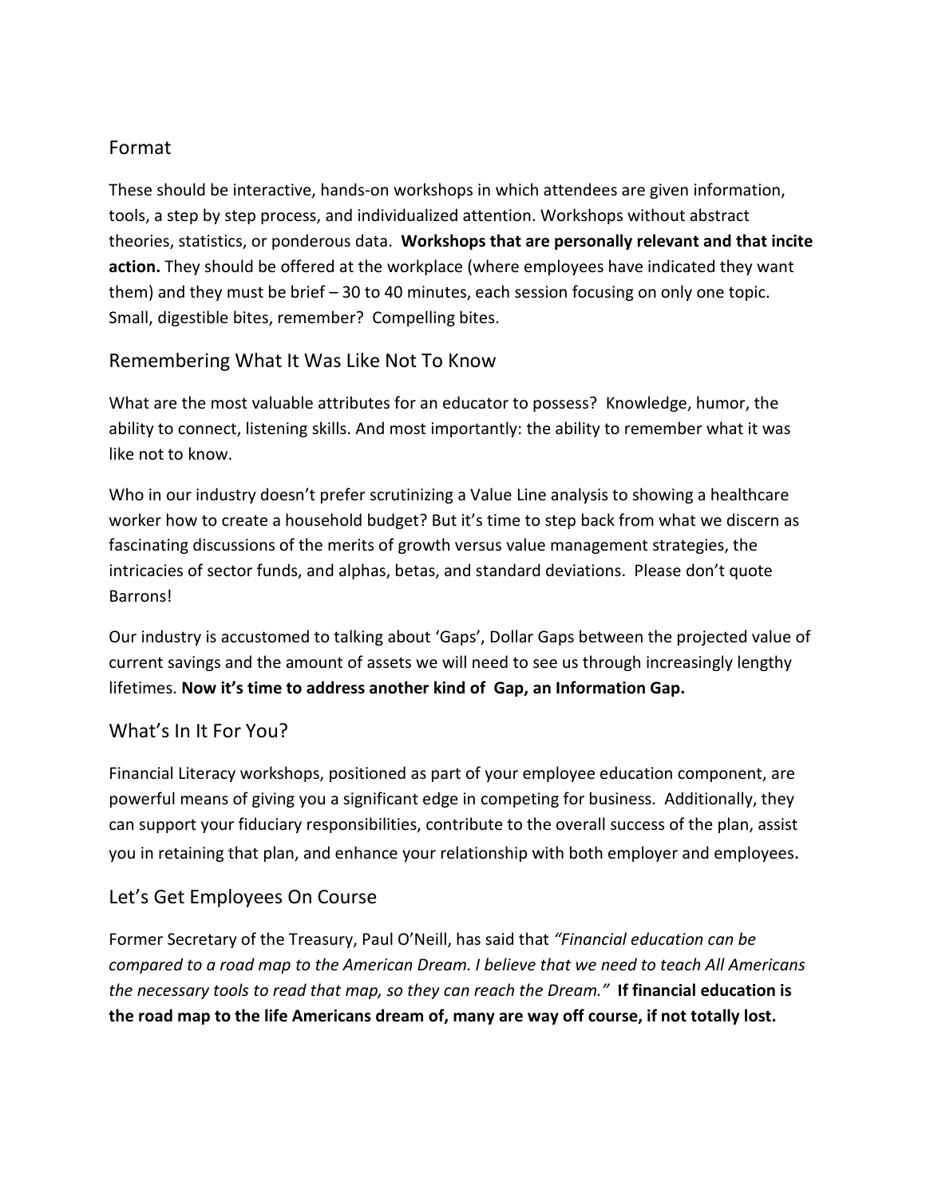## Format

These should be interactive, hands-on workshops in which attendees are given information, tools, a step by step process, and individualized attention. Workshops without abstract theories, statistics, or ponderous data. **Workshops that are personally relevant and that incite action.** They should be offered at the workplace (where employees have indicated they want them) and they must be brief – 30 to 40 minutes, each session focusing on only one topic. Small, digestible bites, remember? Compelling bites.

## Remembering What It Was Like Not To Know

What are the most valuable attributes for an educator to possess? Knowledge, humor, the ability to connect, listening skills. And most importantly: the ability to remember what it was like not to know.

Who in our industry doesn't prefer scrutinizing a Value Line analysis to showing a healthcare worker how to create a household budget? But it's time to step back from what we discern as fascinating discussions of the merits of growth versus value management strategies, the intricacies of sector funds, and alphas, betas, and standard deviations. Please don't quote Barrons!

Our industry is accustomed to talking about 'Gaps', Dollar Gaps between the projected value of current savings and the amount of assets we will need to see us through increasingly lengthy lifetimes. **Now it's time to address another kind of Gap, an Information Gap.**

## What's In It For You?

Financial Literacy workshops, positioned as part of your employee education component, are powerful means of giving you a significant edge in competing for business. Additionally, they can support your fiduciary responsibilities, contribute to the overall success of the plan, assist you in retaining that plan, and enhance your relationship with both employer and employees.

## Let's Get Employees On Course

Former Secretary of the Treasury, Paul O'Neill, has said that *"Financial education can be compared to a road map to the American Dream. I believe that we need to teach All Americans the necessary tools to read that map, so they can reach the Dream."* **If financial education is the road map to the life Americans dream of, many are way off course, if not totally lost.**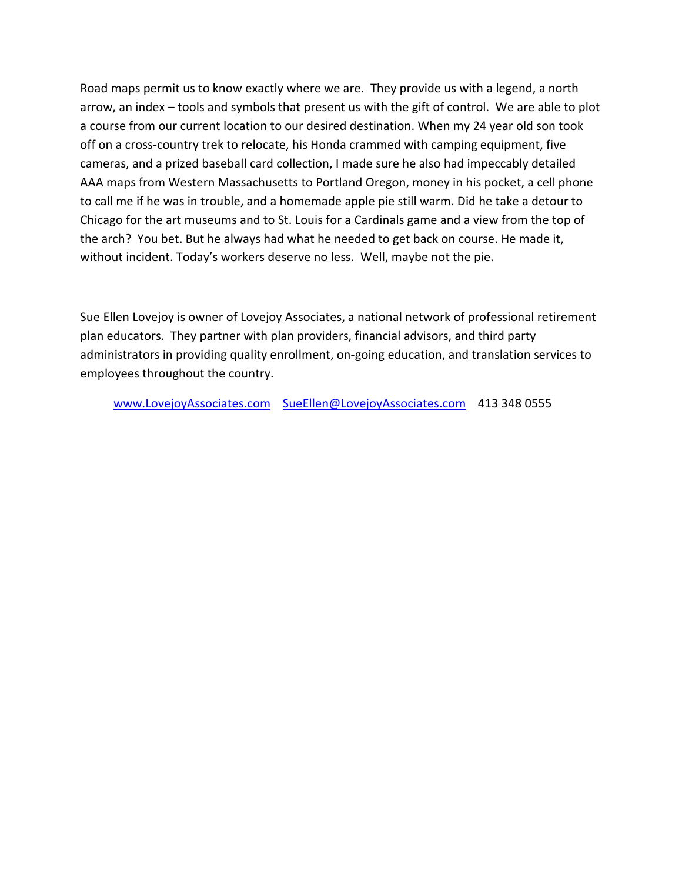Road maps permit us to know exactly where we are. They provide us with a legend, a north arrow, an index – tools and symbols that present us with the gift of control. We are able to plot a course from our current location to our desired destination. When my 24 year old son took off on a cross-country trek to relocate, his Honda crammed with camping equipment, five cameras, and a prized baseball card collection, I made sure he also had impeccably detailed AAA maps from Western Massachusetts to Portland Oregon, money in his pocket, a cell phone to call me if he was in trouble, and a homemade apple pie still warm. Did he take a detour to Chicago for the art museums and to St. Louis for a Cardinals game and a view from the top of the arch? You bet. But he always had what he needed to get back on course. He made it, without incident. Today's workers deserve no less. Well, maybe not the pie.

Sue Ellen Lovejoy is owner of Lovejoy Associates, a national network of professional retirement plan educators. They partner with plan providers, financial advisors, and third party administrators in providing quality enrollment, on-going education, and translation services to employees throughout the country.

[www.LovejoyAssociates.com](http://www.LovejoyAssociates.com) [SueEllen@LovejoyAssociates.com](mailto:SueEllen@LovejoyAssociates.com) 413 348 0555